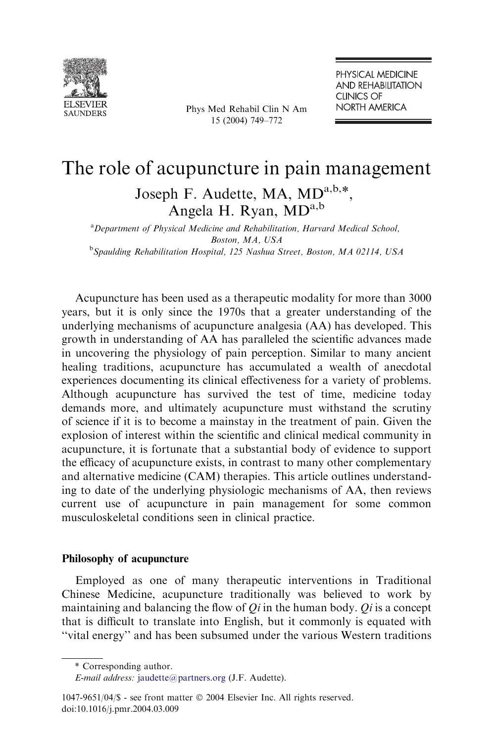# The role of acupuncture in pain management

Joseph F. Audette, MA, MD[a,b,*], Angela H. Ryan, MD[a,b]

[a]*Department of Physical Medicine and Rehabilitation, Harvard Medical School, Boston, MA, USA*

[b]*Spaulding Rehabilitation Hospital, 125 Nashua Street, Boston, MA 02114, USA*

Acupuncture has been used as a therapeutic modality for more than 3000 years, but it is only since the 1970s that a greater understanding of the underlying mechanisms of acupuncture analgesia (AA) has developed. This growth in understanding of AA has paralleled the scientific advances made in uncovering the physiology of pain perception. Similar to many ancient healing traditions, acupuncture has accumulated a wealth of anecdotal experiences documenting its clinical effectiveness for a variety of problems. Although acupuncture has survived the test of time, medicine today demands more, and ultimately acupuncture must withstand the scrutiny of science if it is to become a mainstay in the treatment of pain. Given the explosion of interest within the scientific and clinical medical community in acupuncture, it is fortunate that a substantial body of evidence to support the efficacy of acupuncture exists, in contrast to many other complementary and alternative medicine (CAM) therapies. This article outlines understanding to date of the underlying physiologic mechanisms of AA, then reviews current use of acupuncture in pain management for some common musculoskeletal conditions seen in clinical practice.

## Philosophy of acupuncture

Employed as one of many therapeutic interventions in Traditional Chinese Medicine, acupuncture traditionally was believed to work by maintaining and balancing the flow of *Qi* in the human body. *Qi* is a concept that is difficult to translate into English, but it commonly is equated with "vital energy" and has been subsumed under the various Western traditions

\* Corresponding author.

*E-mail address:* jaudette@partners.org (J.F. Audette).

1047-9651/04/$ - see front matter © 2004 Elsevier Inc. All rights reserved.
doi:10.1016/j.pmr.2004.03.009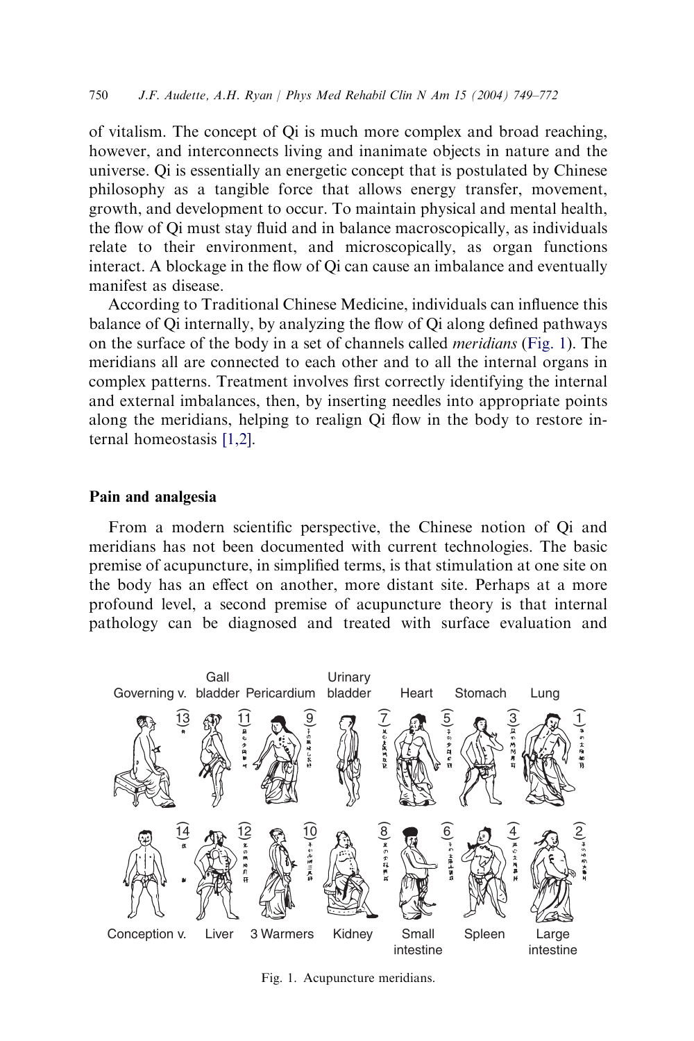of vitalism. The concept of Qi is much more complex and broad reaching, however, and interconnects living and inanimate objects in nature and the universe. Qi is essentially an energetic concept that is postulated by Chinese philosophy as a tangible force that allows energy transfer, movement, growth, and development to occur. To maintain physical and mental health, the flow of Qi must stay fluid and in balance macroscopically, as individuals relate to their environment, and microscopically, as organ functions interact. A blockage in the flow of Qi can cause an imbalance and eventually manifest as disease.

According to Traditional Chinese Medicine, individuals can influence this balance of Qi internally, by analyzing the flow of Qi along defined pathways on the surface of the body in a set of channels called *meridians* (Fig. 1). The meridians all are connected to each other and to all the internal organs in complex patterns. Treatment involves first correctly identifying the internal and external imbalances, then, by inserting needles into appropriate points along the meridians, helping to realign Qi flow in the body to restore internal homeostasis [1,2].

## Pain and analgesia

From a modern scientific perspective, the Chinese notion of Qi and meridians has not been documented with current technologies. The basic premise of acupuncture, in simplified terms, is that stimulation at one site on the body has an effect on another, more distant site. Perhaps at a more profound level, a second premise of acupuncture theory is that internal pathology can be diagnosed and treated with surface evaluation and

Governing v. 13 | Gall bladder 11 | Pericardium 9 | Urinary bladder 7 | Heart 5 | Stomach 3 | Lung 1

Conception v. 14 | Liver 12 | 3 Warmers 10 | Kidney 8 | Small intestine 6 | Spleen 4 | Large intestine 2

Fig. 1. Acupuncture meridians.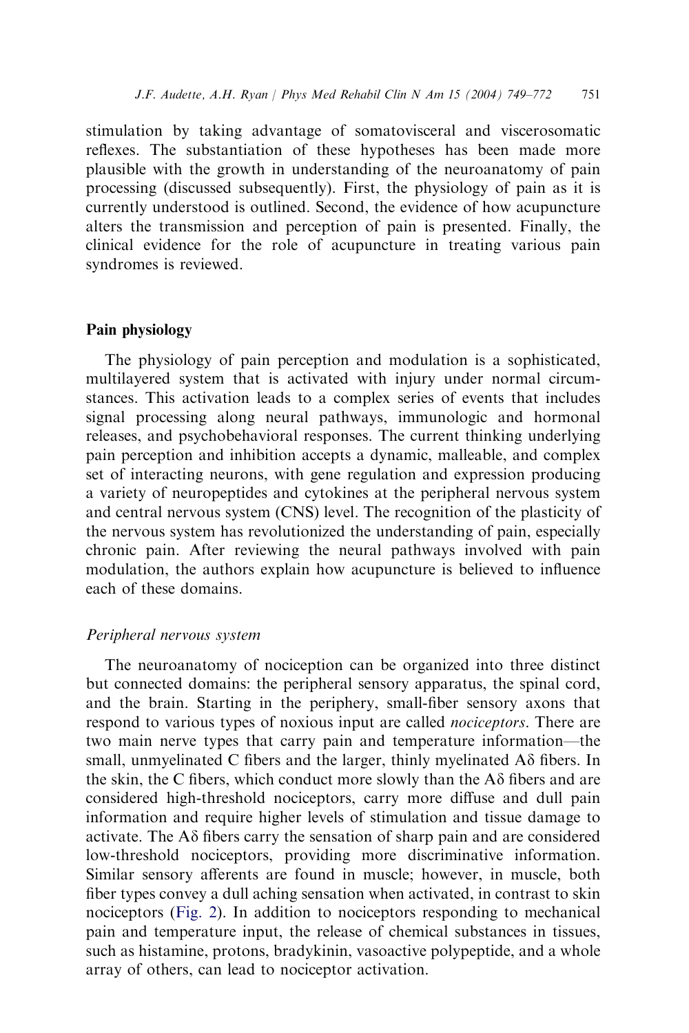stimulation by taking advantage of somatovisceral and viscerosomatic reflexes. The substantiation of these hypotheses has been made more plausible with the growth in understanding of the neuroanatomy of pain processing (discussed subsequently). First, the physiology of pain as it is currently understood is outlined. Second, the evidence of how acupuncture alters the transmission and perception of pain is presented. Finally, the clinical evidence for the role of acupuncture in treating various pain syndromes is reviewed.

## Pain physiology

The physiology of pain perception and modulation is a sophisticated, multilayered system that is activated with injury under normal circumstances. This activation leads to a complex series of events that includes signal processing along neural pathways, immunologic and hormonal releases, and psychobehavioral responses. The current thinking underlying pain perception and inhibition accepts a dynamic, malleable, and complex set of interacting neurons, with gene regulation and expression producing a variety of neuropeptides and cytokines at the peripheral nervous system and central nervous system (CNS) level. The recognition of the plasticity of the nervous system has revolutionized the understanding of pain, especially chronic pain. After reviewing the neural pathways involved with pain modulation, the authors explain how acupuncture is believed to influence each of these domains.

### *Peripheral nervous system*

The neuroanatomy of nociception can be organized into three distinct but connected domains: the peripheral sensory apparatus, the spinal cord, and the brain. Starting in the periphery, small-fiber sensory axons that respond to various types of noxious input are called *nociceptors*. There are two main nerve types that carry pain and temperature information—the small, unmyelinated C fibers and the larger, thinly myelinated Aδ fibers. In the skin, the C fibers, which conduct more slowly than the Aδ fibers and are considered high-threshold nociceptors, carry more diffuse and dull pain information and require higher levels of stimulation and tissue damage to activate. The Aδ fibers carry the sensation of sharp pain and are considered low-threshold nociceptors, providing more discriminative information. Similar sensory afferents are found in muscle; however, in muscle, both fiber types convey a dull aching sensation when activated, in contrast to skin nociceptors (Fig. 2). In addition to nociceptors responding to mechanical pain and temperature input, the release of chemical substances in tissues, such as histamine, protons, bradykinin, vasoactive polypeptide, and a whole array of others, can lead to nociceptor activation.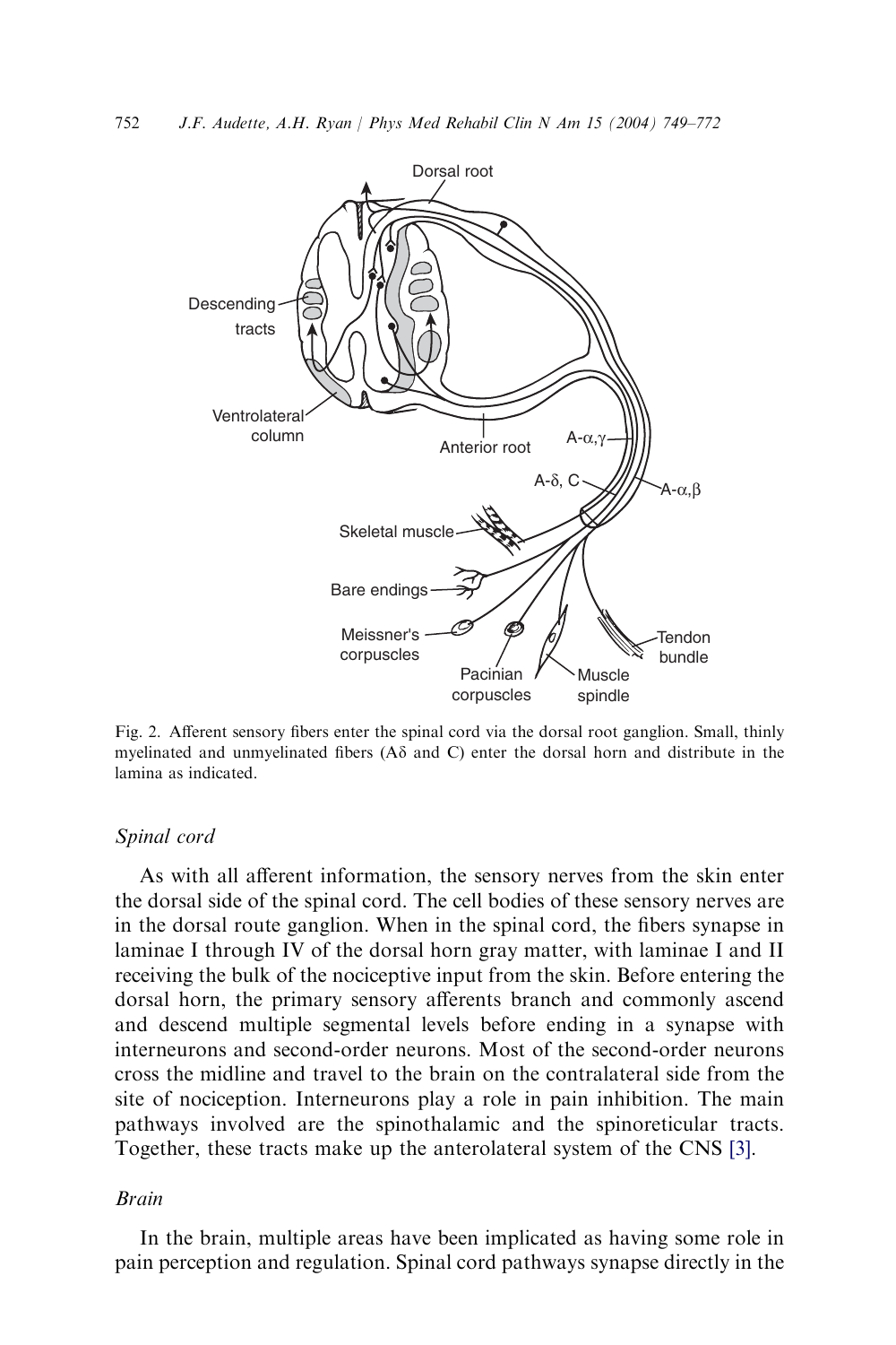Fig. 2. Afferent sensory fibers enter the spinal cord via the dorsal root ganglion. Small, thinly myelinated and unmyelinated fibers (Aδ and C) enter the dorsal horn and distribute in the lamina as indicated.

### *Spinal cord*

As with all afferent information, the sensory nerves from the skin enter the dorsal side of the spinal cord. The cell bodies of these sensory nerves are in the dorsal route ganglion. When in the spinal cord, the fibers synapse in laminae I through IV of the dorsal horn gray matter, with laminae I and II receiving the bulk of the nociceptive input from the skin. Before entering the dorsal horn, the primary sensory afferents branch and commonly ascend and descend multiple segmental levels before ending in a synapse with interneurons and second-order neurons. Most of the second-order neurons cross the midline and travel to the brain on the contralateral side from the site of nociception. Interneurons play a role in pain inhibition. The main pathways involved are the spinothalamic and the spinoreticular tracts. Together, these tracts make up the anterolateral system of the CNS [3].

### *Brain*

In the brain, multiple areas have been implicated as having some role in pain perception and regulation. Spinal cord pathways synapse directly in the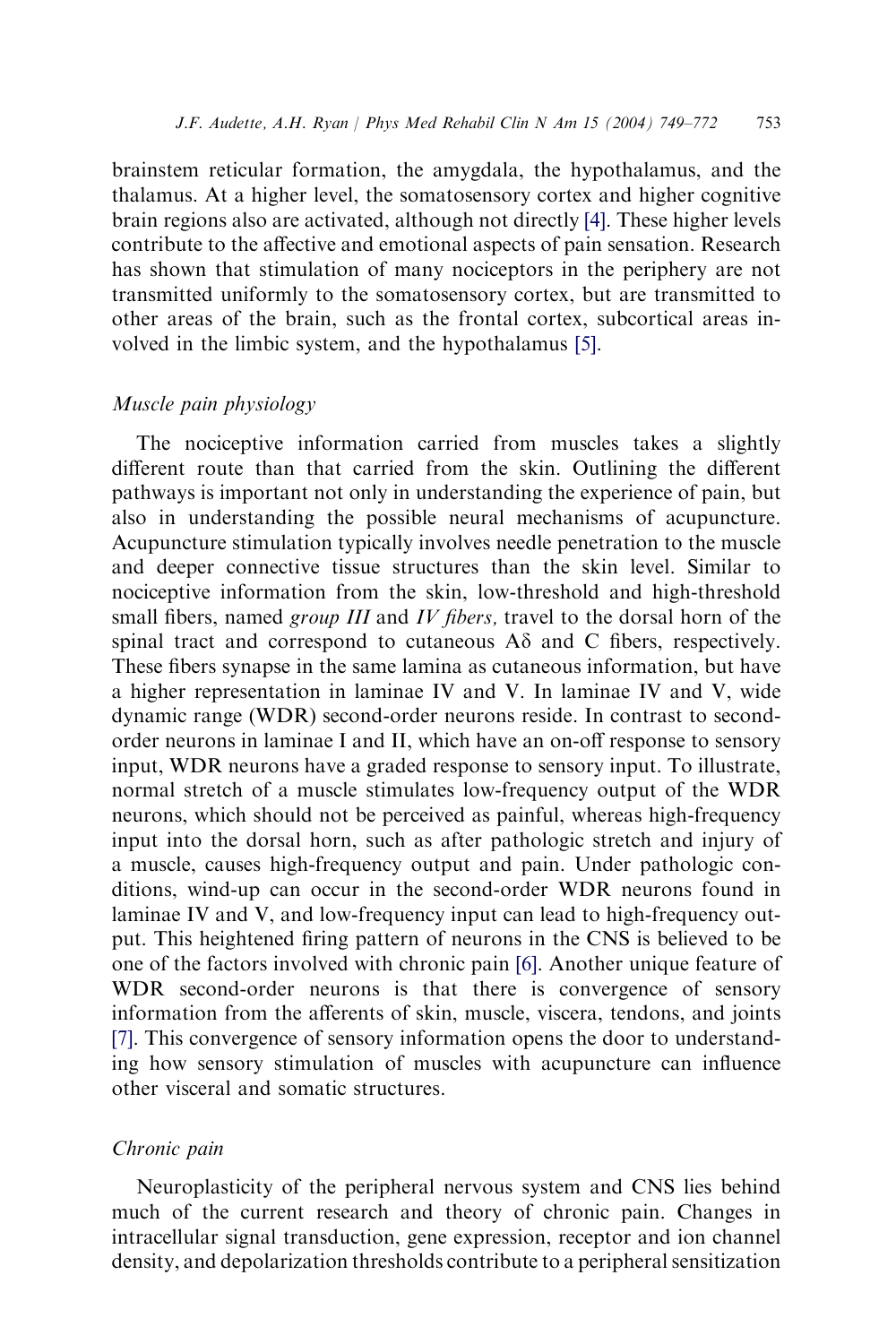brainstem reticular formation, the amygdala, the hypothalamus, and the thalamus. At a higher level, the somatosensory cortex and higher cognitive brain regions also are activated, although not directly [4]. These higher levels contribute to the affective and emotional aspects of pain sensation. Research has shown that stimulation of many nociceptors in the periphery are not transmitted uniformly to the somatosensory cortex, but are transmitted to other areas of the brain, such as the frontal cortex, subcortical areas involved in the limbic system, and the hypothalamus [5].

### *Muscle pain physiology*

The nociceptive information carried from muscles takes a slightly different route than that carried from the skin. Outlining the different pathways is important not only in understanding the experience of pain, but also in understanding the possible neural mechanisms of acupuncture. Acupuncture stimulation typically involves needle penetration to the muscle and deeper connective tissue structures than the skin level. Similar to nociceptive information from the skin, low-threshold and high-threshold small fibers, named *group III* and *IV fibers,* travel to the dorsal horn of the spinal tract and correspond to cutaneous Aδ and C fibers, respectively. These fibers synapse in the same lamina as cutaneous information, but have a higher representation in laminae IV and V. In laminae IV and V, wide dynamic range (WDR) second-order neurons reside. In contrast to second-order neurons in laminae I and II, which have an on-off response to sensory input, WDR neurons have a graded response to sensory input. To illustrate, normal stretch of a muscle stimulates low-frequency output of the WDR neurons, which should not be perceived as painful, whereas high-frequency input into the dorsal horn, such as after pathologic stretch and injury of a muscle, causes high-frequency output and pain. Under pathologic conditions, wind-up can occur in the second-order WDR neurons found in laminae IV and V, and low-frequency input can lead to high-frequency output. This heightened firing pattern of neurons in the CNS is believed to be one of the factors involved with chronic pain [6]. Another unique feature of WDR second-order neurons is that there is convergence of sensory information from the afferents of skin, muscle, viscera, tendons, and joints [7]. This convergence of sensory information opens the door to understanding how sensory stimulation of muscles with acupuncture can influence other visceral and somatic structures.

### *Chronic pain*

Neuroplasticity of the peripheral nervous system and CNS lies behind much of the current research and theory of chronic pain. Changes in intracellular signal transduction, gene expression, receptor and ion channel density, and depolarization thresholds contribute to a peripheral sensitization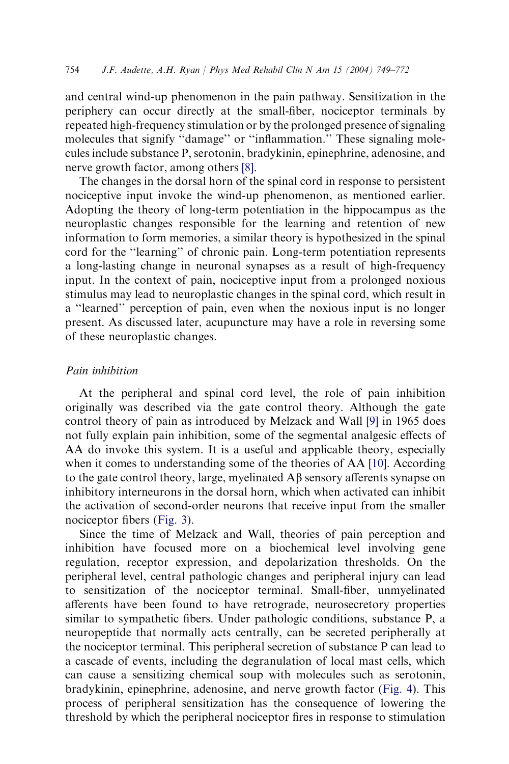and central wind-up phenomenon in the pain pathway. Sensitization in the periphery can occur directly at the small-fiber, nociceptor terminals by repeated high-frequency stimulation or by the prolonged presence of signaling molecules that signify ''damage'' or ''inflammation.'' These signaling molecules include substance P, serotonin, bradykinin, epinephrine, adenosine, and nerve growth factor, among others [8].

The changes in the dorsal horn of the spinal cord in response to persistent nociceptive input invoke the wind-up phenomenon, as mentioned earlier. Adopting the theory of long-term potentiation in the hippocampus as the neuroplastic changes responsible for the learning and retention of new information to form memories, a similar theory is hypothesized in the spinal cord for the ''learning'' of chronic pain. Long-term potentiation represents a long-lasting change in neuronal synapses as a result of high-frequency input. In the context of pain, nociceptive input from a prolonged noxious stimulus may lead to neuroplastic changes in the spinal cord, which result in a ''learned'' perception of pain, even when the noxious input is no longer present. As discussed later, acupuncture may have a role in reversing some of these neuroplastic changes.

### *Pain inhibition*

At the peripheral and spinal cord level, the role of pain inhibition originally was described via the gate control theory. Although the gate control theory of pain as introduced by Melzack and Wall [9] in 1965 does not fully explain pain inhibition, some of the segmental analgesic effects of AA do invoke this system. It is a useful and applicable theory, especially when it comes to understanding some of the theories of AA [10]. According to the gate control theory, large, myelinated Aβ sensory afferents synapse on inhibitory interneurons in the dorsal horn, which when activated can inhibit the activation of second-order neurons that receive input from the smaller nociceptor fibers (Fig. 3).

Since the time of Melzack and Wall, theories of pain perception and inhibition have focused more on a biochemical level involving gene regulation, receptor expression, and depolarization thresholds. On the peripheral level, central pathologic changes and peripheral injury can lead to sensitization of the nociceptor terminal. Small-fiber, unmyelinated afferents have been found to have retrograde, neurosecretory properties similar to sympathetic fibers. Under pathologic conditions, substance P, a neuropeptide that normally acts centrally, can be secreted peripherally at the nociceptor terminal. This peripheral secretion of substance P can lead to a cascade of events, including the degranulation of local mast cells, which can cause a sensitizing chemical soup with molecules such as serotonin, bradykinin, epinephrine, adenosine, and nerve growth factor (Fig. 4). This process of peripheral sensitization has the consequence of lowering the threshold by which the peripheral nociceptor fires in response to stimulation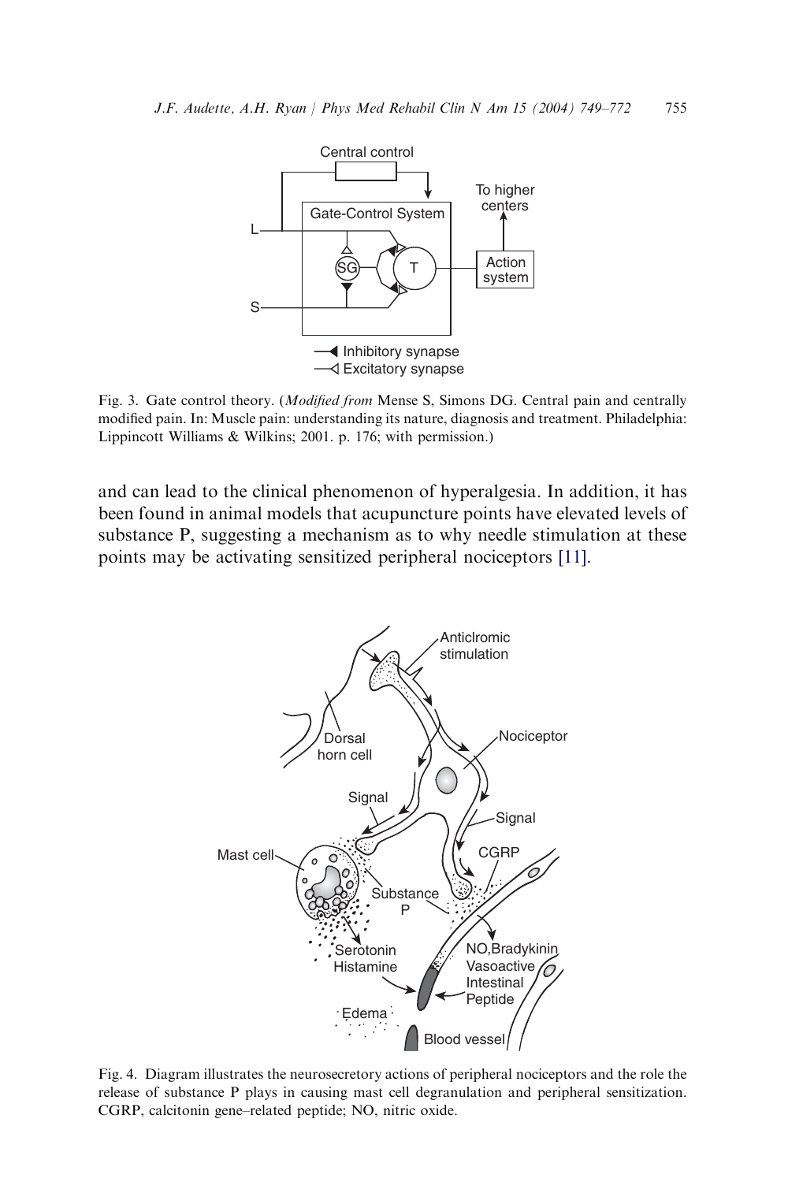Fig. 3. Gate control theory. (*Modified from* Mense S, Simons DG. Central pain and centrally modified pain. In: Muscle pain: understanding its nature, diagnosis and treatment. Philadelphia: Lippincott Williams & Wilkins; 2001. p. 176; with permission.)

and can lead to the clinical phenomenon of hyperalgesia. In addition, it has been found in animal models that acupuncture points have elevated levels of substance P, suggesting a mechanism as to why needle stimulation at these points may be activating sensitized peripheral nociceptors [11].

Fig. 4. Diagram illustrates the neurosecretory actions of peripheral nociceptors and the role the release of substance P plays in causing mast cell degranulation and peripheral sensitization. CGRP, calcitonin gene–related peptide; NO, nitric oxide.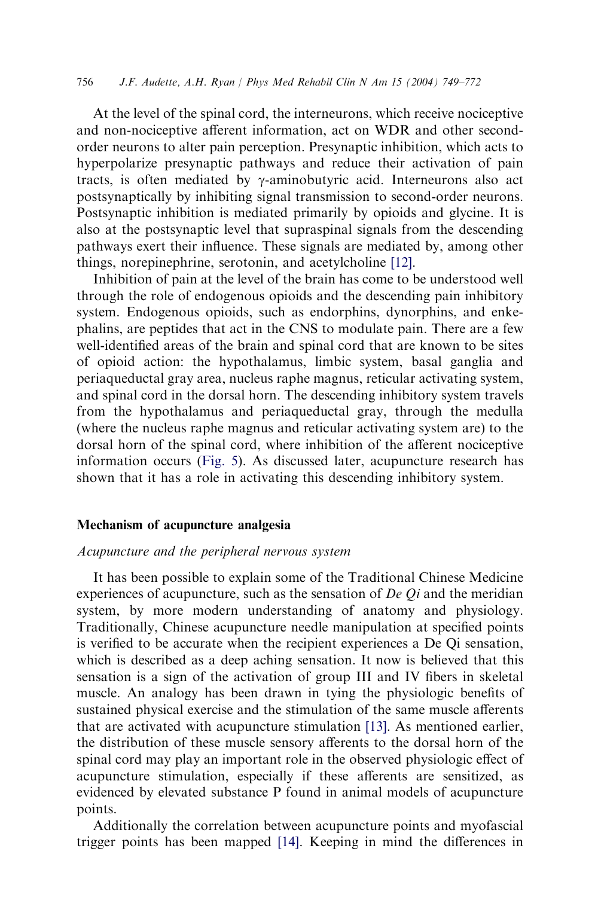At the level of the spinal cord, the interneurons, which receive nociceptive and non-nociceptive afferent information, act on WDR and other second-order neurons to alter pain perception. Presynaptic inhibition, which acts to hyperpolarize presynaptic pathways and reduce their activation of pain tracts, is often mediated by $\gamma$-aminobutyric acid. Interneurons also act postsynaptically by inhibiting signal transmission to second-order neurons. Postsynaptic inhibition is mediated primarily by opioids and glycine. It is also at the postsynaptic level that supraspinal signals from the descending pathways exert their influence. These signals are mediated by, among other things, norepinephrine, serotonin, and acetylcholine [12].

Inhibition of pain at the level of the brain has come to be understood well through the role of endogenous opioids and the descending pain inhibitory system. Endogenous opioids, such as endorphins, dynorphins, and enkephalins, are peptides that act in the CNS to modulate pain. There are a few well-identified areas of the brain and spinal cord that are known to be sites of opioid action: the hypothalamus, limbic system, basal ganglia and periaqueductal gray area, nucleus raphe magnus, reticular activating system, and spinal cord in the dorsal horn. The descending inhibitory system travels from the hypothalamus and periaqueductal gray, through the medulla (where the nucleus raphe magnus and reticular activating system are) to the dorsal horn of the spinal cord, where inhibition of the afferent nociceptive information occurs (Fig. 5). As discussed later, acupuncture research has shown that it has a role in activating this descending inhibitory system.

## Mechanism of acupuncture analgesia

### *Acupuncture and the peripheral nervous system*

It has been possible to explain some of the Traditional Chinese Medicine experiences of acupuncture, such as the sensation of *De Qi* and the meridian system, by more modern understanding of anatomy and physiology. Traditionally, Chinese acupuncture needle manipulation at specified points is verified to be accurate when the recipient experiences a De Qi sensation, which is described as a deep aching sensation. It now is believed that this sensation is a sign of the activation of group III and IV fibers in skeletal muscle. An analogy has been drawn in tying the physiologic benefits of sustained physical exercise and the stimulation of the same muscle afferents that are activated with acupuncture stimulation [13]. As mentioned earlier, the distribution of these muscle sensory afferents to the dorsal horn of the spinal cord may play an important role in the observed physiologic effect of acupuncture stimulation, especially if these afferents are sensitized, as evidenced by elevated substance P found in animal models of acupuncture points.

Additionally the correlation between acupuncture points and myofascial trigger points has been mapped [14]. Keeping in mind the differences in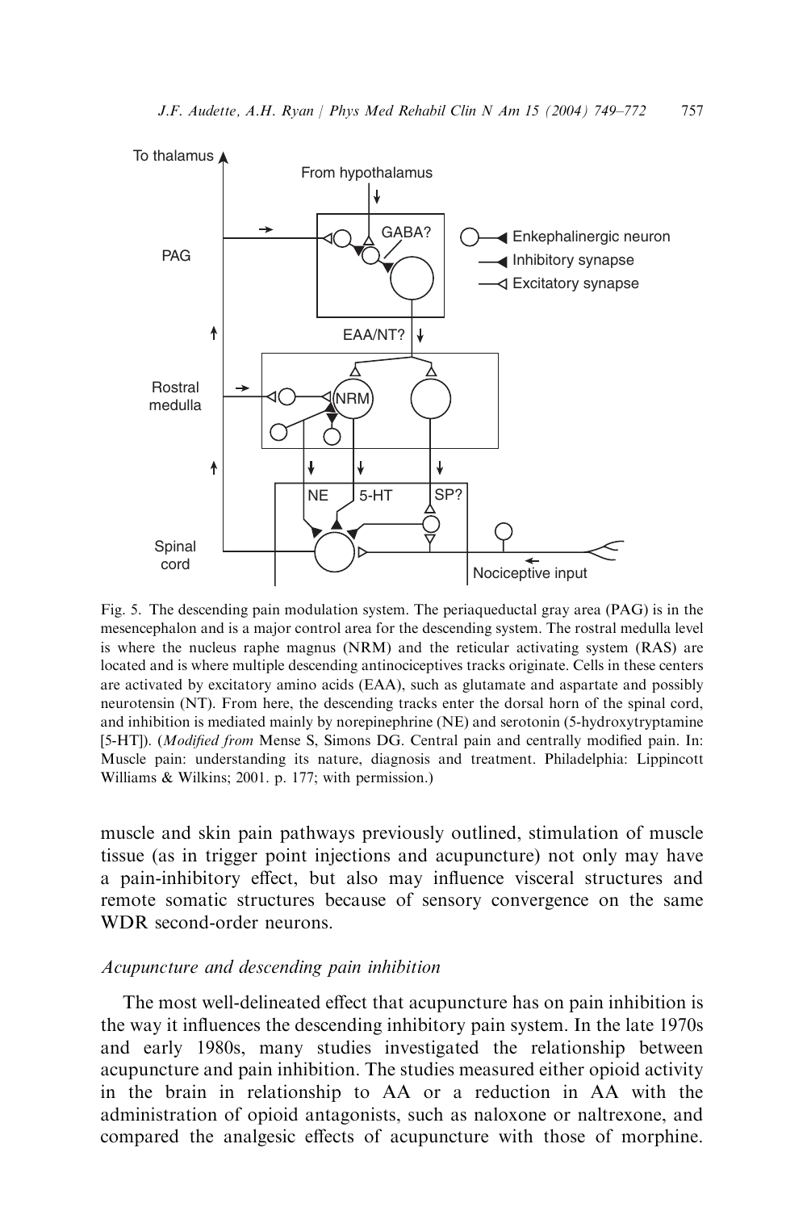Fig. 5. The descending pain modulation system. The periaqueductal gray area (PAG) is in the mesencephalon and is a major control area for the descending system. The rostral medulla level is where the nucleus raphe magnus (NRM) and the reticular activating system (RAS) are located and is where multiple descending antinociceptives tracks originate. Cells in these centers are activated by excitatory amino acids (EAA), such as glutamate and aspartate and possibly neurotensin (NT). From here, the descending tracks enter the dorsal horn of the spinal cord, and inhibition is mediated mainly by norepinephrine (NE) and serotonin (5-hydroxytryptamine [5-HT]). (*Modified from* Mense S, Simons DG. Central pain and centrally modified pain. In: Muscle pain: understanding its nature, diagnosis and treatment. Philadelphia: Lippincott Williams & Wilkins; 2001. p. 177; with permission.)

muscle and skin pain pathways previously outlined, stimulation of muscle tissue (as in trigger point injections and acupuncture) not only may have a pain-inhibitory effect, but also may influence visceral structures and remote somatic structures because of sensory convergence on the same WDR second-order neurons.

### *Acupuncture and descending pain inhibition*

The most well-delineated effect that acupuncture has on pain inhibition is the way it influences the descending inhibitory pain system. In the late 1970s and early 1980s, many studies investigated the relationship between acupuncture and pain inhibition. The studies measured either opioid activity in the brain in relationship to AA or a reduction in AA with the administration of opioid antagonists, such as naloxone or naltrexone, and compared the analgesic effects of acupuncture with those of morphine.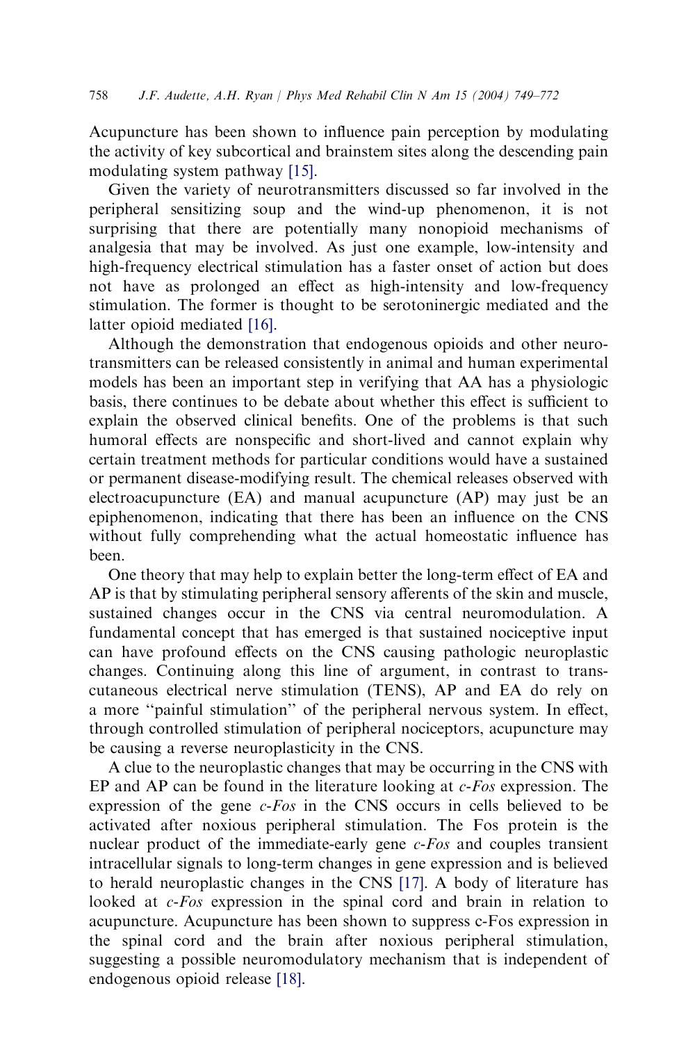Acupuncture has been shown to influence pain perception by modulating the activity of key subcortical and brainstem sites along the descending pain modulating system pathway [15].

Given the variety of neurotransmitters discussed so far involved in the peripheral sensitizing soup and the wind-up phenomenon, it is not surprising that there are potentially many nonopioid mechanisms of analgesia that may be involved. As just one example, low-intensity and high-frequency electrical stimulation has a faster onset of action but does not have as prolonged an effect as high-intensity and low-frequency stimulation. The former is thought to be serotoninergic mediated and the latter opioid mediated [16].

Although the demonstration that endogenous opioids and other neurotransmitters can be released consistently in animal and human experimental models has been an important step in verifying that AA has a physiologic basis, there continues to be debate about whether this effect is sufficient to explain the observed clinical benefits. One of the problems is that such humoral effects are nonspecific and short-lived and cannot explain why certain treatment methods for particular conditions would have a sustained or permanent disease-modifying result. The chemical releases observed with electroacupuncture (EA) and manual acupuncture (AP) may just be an epiphenomenon, indicating that there has been an influence on the CNS without fully comprehending what the actual homeostatic influence has been.

One theory that may help to explain better the long-term effect of EA and AP is that by stimulating peripheral sensory afferents of the skin and muscle, sustained changes occur in the CNS via central neuromodulation. A fundamental concept that has emerged is that sustained nociceptive input can have profound effects on the CNS causing pathologic neuroplastic changes. Continuing along this line of argument, in contrast to transcutaneous electrical nerve stimulation (TENS), AP and EA do rely on a more "painful stimulation" of the peripheral nervous system. In effect, through controlled stimulation of peripheral nociceptors, acupuncture may be causing a reverse neuroplasticity in the CNS.

A clue to the neuroplastic changes that may be occurring in the CNS with EP and AP can be found in the literature looking at *c-Fos* expression. The expression of the gene *c-Fos* in the CNS occurs in cells believed to be activated after noxious peripheral stimulation. The Fos protein is the nuclear product of the immediate-early gene *c-Fos* and couples transient intracellular signals to long-term changes in gene expression and is believed to herald neuroplastic changes in the CNS [17]. A body of literature has looked at *c-Fos* expression in the spinal cord and brain in relation to acupuncture. Acupuncture has been shown to suppress c-Fos expression in the spinal cord and the brain after noxious peripheral stimulation, suggesting a possible neuromodulatory mechanism that is independent of endogenous opioid release [18].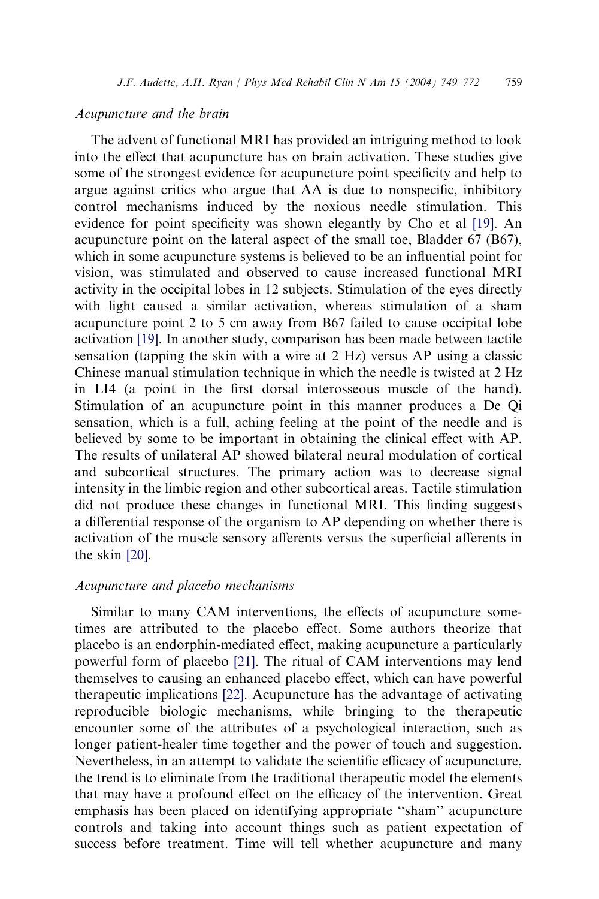### *Acupuncture and the brain*

The advent of functional MRI has provided an intriguing method to look into the effect that acupuncture has on brain activation. These studies give some of the strongest evidence for acupuncture point specificity and help to argue against critics who argue that AA is due to nonspecific, inhibitory control mechanisms induced by the noxious needle stimulation. This evidence for point specificity was shown elegantly by Cho et al [19]. An acupuncture point on the lateral aspect of the small toe, Bladder 67 (B67), which in some acupuncture systems is believed to be an influential point for vision, was stimulated and observed to cause increased functional MRI activity in the occipital lobes in 12 subjects. Stimulation of the eyes directly with light caused a similar activation, whereas stimulation of a sham acupuncture point 2 to 5 cm away from B67 failed to cause occipital lobe activation [19]. In another study, comparison has been made between tactile sensation (tapping the skin with a wire at 2 Hz) versus AP using a classic Chinese manual stimulation technique in which the needle is twisted at 2 Hz in LI4 (a point in the first dorsal interosseous muscle of the hand). Stimulation of an acupuncture point in this manner produces a De Qi sensation, which is a full, aching feeling at the point of the needle and is believed by some to be important in obtaining the clinical effect with AP. The results of unilateral AP showed bilateral neural modulation of cortical and subcortical structures. The primary action was to decrease signal intensity in the limbic region and other subcortical areas. Tactile stimulation did not produce these changes in functional MRI. This finding suggests a differential response of the organism to AP depending on whether there is activation of the muscle sensory afferents versus the superficial afferents in the skin [20].

### *Acupuncture and placebo mechanisms*

Similar to many CAM interventions, the effects of acupuncture sometimes are attributed to the placebo effect. Some authors theorize that placebo is an endorphin-mediated effect, making acupuncture a particularly powerful form of placebo [21]. The ritual of CAM interventions may lend themselves to causing an enhanced placebo effect, which can have powerful therapeutic implications [22]. Acupuncture has the advantage of activating reproducible biologic mechanisms, while bringing to the therapeutic encounter some of the attributes of a psychological interaction, such as longer patient-healer time together and the power of touch and suggestion. Nevertheless, in an attempt to validate the scientific efficacy of acupuncture, the trend is to eliminate from the traditional therapeutic model the elements that may have a profound effect on the efficacy of the intervention. Great emphasis has been placed on identifying appropriate "sham" acupuncture controls and taking into account things such as patient expectation of success before treatment. Time will tell whether acupuncture and many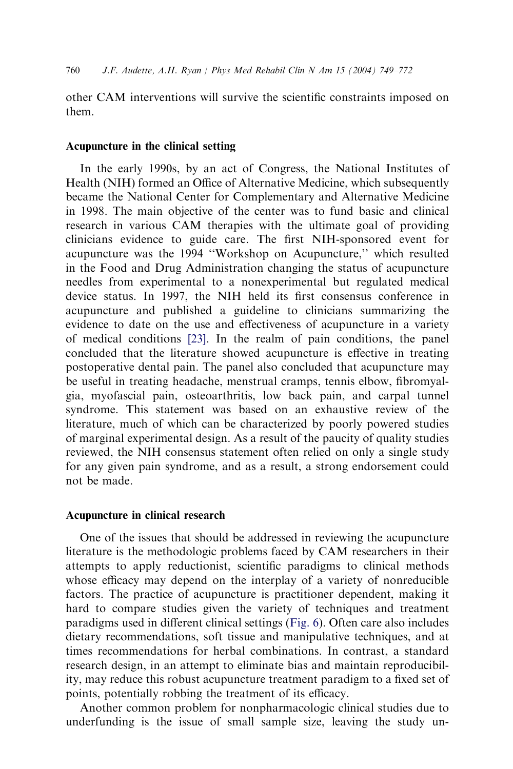other CAM interventions will survive the scientific constraints imposed on them.

## Acupuncture in the clinical setting

In the early 1990s, by an act of Congress, the National Institutes of Health (NIH) formed an Office of Alternative Medicine, which subsequently became the National Center for Complementary and Alternative Medicine in 1998. The main objective of the center was to fund basic and clinical research in various CAM therapies with the ultimate goal of providing clinicians evidence to guide care. The first NIH-sponsored event for acupuncture was the 1994 "Workshop on Acupuncture," which resulted in the Food and Drug Administration changing the status of acupuncture needles from experimental to a nonexperimental but regulated medical device status. In 1997, the NIH held its first consensus conference in acupuncture and published a guideline to clinicians summarizing the evidence to date on the use and effectiveness of acupuncture in a variety of medical conditions [23]. In the realm of pain conditions, the panel concluded that the literature showed acupuncture is effective in treating postoperative dental pain. The panel also concluded that acupuncture may be useful in treating headache, menstrual cramps, tennis elbow, fibromyalgia, myofascial pain, osteoarthritis, low back pain, and carpal tunnel syndrome. This statement was based on an exhaustive review of the literature, much of which can be characterized by poorly powered studies of marginal experimental design. As a result of the paucity of quality studies reviewed, the NIH consensus statement often relied on only a single study for any given pain syndrome, and as a result, a strong endorsement could not be made.

## Acupuncture in clinical research

One of the issues that should be addressed in reviewing the acupuncture literature is the methodologic problems faced by CAM researchers in their attempts to apply reductionist, scientific paradigms to clinical methods whose efficacy may depend on the interplay of a variety of nonreducible factors. The practice of acupuncture is practitioner dependent, making it hard to compare studies given the variety of techniques and treatment paradigms used in different clinical settings (Fig. 6). Often care also includes dietary recommendations, soft tissue and manipulative techniques, and at times recommendations for herbal combinations. In contrast, a standard research design, in an attempt to eliminate bias and maintain reproducibility, may reduce this robust acupuncture treatment paradigm to a fixed set of points, potentially robbing the treatment of its efficacy.

Another common problem for nonpharmacologic clinical studies due to underfunding is the issue of small sample size, leaving the study un-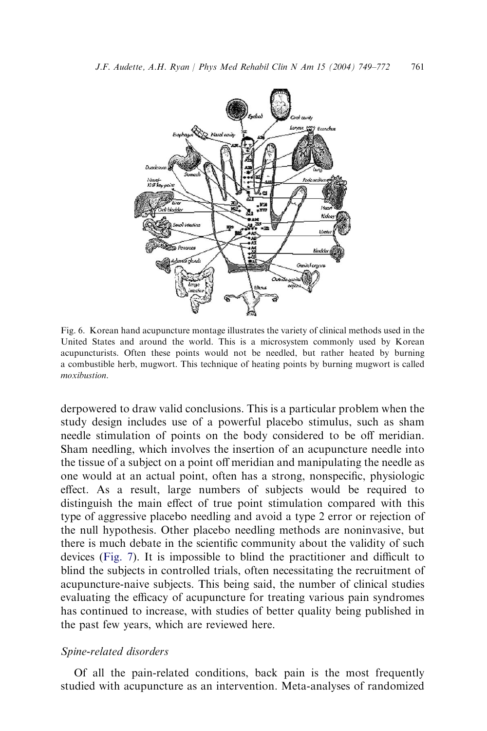Fig. 6. Korean hand acupuncture montage illustrates the variety of clinical methods used in the United States and around the world. This is a microsystem commonly used by Korean acupuncturists. Often these points would not be needled, but rather heated by burning a combustible herb, mugwort. This technique of heating points by burning mugwort is called *moxibustion*.

derpowered to draw valid conclusions. This is a particular problem when the study design includes use of a powerful placebo stimulus, such as sham needle stimulation of points on the body considered to be off meridian. Sham needling, which involves the insertion of an acupuncture needle into the tissue of a subject on a point off meridian and manipulating the needle as one would at an actual point, often has a strong, nonspecific, physiologic effect. As a result, large numbers of subjects would be required to distinguish the main effect of true point stimulation compared with this type of aggressive placebo needling and avoid a type 2 error or rejection of the null hypothesis. Other placebo needling methods are noninvasive, but there is much debate in the scientific community about the validity of such devices (Fig. 7). It is impossible to blind the practitioner and difficult to blind the subjects in controlled trials, often necessitating the recruitment of acupuncture-naive subjects. This being said, the number of clinical studies evaluating the efficacy of acupuncture for treating various pain syndromes has continued to increase, with studies of better quality being published in the past few years, which are reviewed here.

### *Spine-related disorders*

Of all the pain-related conditions, back pain is the most frequently studied with acupuncture as an intervention. Meta-analyses of randomized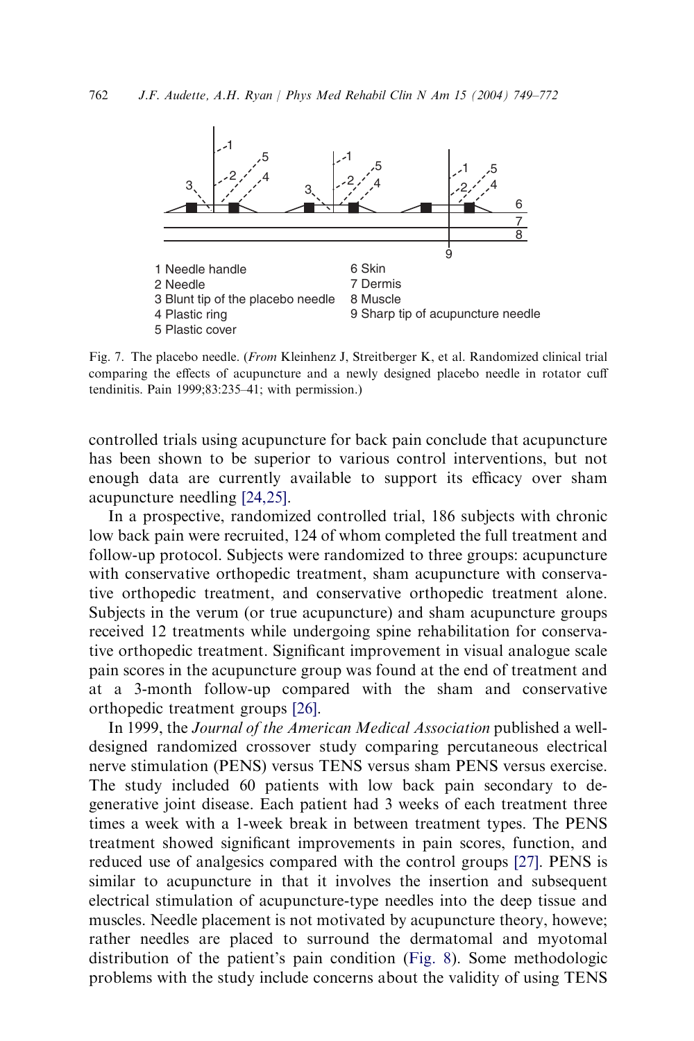1 Needle handle
2 Needle
3 Blunt tip of the placebo needle
4 Plastic ring
5 Plastic cover
6 Skin
7 Dermis
8 Muscle
9 Sharp tip of acupuncture needle

Fig. 7. The placebo needle. (*From* Kleinhenz J, Streitberger K, et al. Randomized clinical trial comparing the effects of acupuncture and a newly designed placebo needle in rotator cuff tendinitis. Pain 1999;83:235–41; with permission.)

controlled trials using acupuncture for back pain conclude that acupuncture has been shown to be superior to various control interventions, but not enough data are currently available to support its efficacy over sham acupuncture needling [24,25].

In a prospective, randomized controlled trial, 186 subjects with chronic low back pain were recruited, 124 of whom completed the full treatment and follow-up protocol. Subjects were randomized to three groups: acupuncture with conservative orthopedic treatment, sham acupuncture with conservative orthopedic treatment, and conservative orthopedic treatment alone. Subjects in the verum (or true acupuncture) and sham acupuncture groups received 12 treatments while undergoing spine rehabilitation for conservative orthopedic treatment. Significant improvement in visual analogue scale pain scores in the acupuncture group was found at the end of treatment and at a 3-month follow-up compared with the sham and conservative orthopedic treatment groups [26].

In 1999, the *Journal of the American Medical Association* published a well-designed randomized crossover study comparing percutaneous electrical nerve stimulation (PENS) versus TENS versus sham PENS versus exercise. The study included 60 patients with low back pain secondary to degenerative joint disease. Each patient had 3 weeks of each treatment three times a week with a 1-week break in between treatment types. The PENS treatment showed significant improvements in pain scores, function, and reduced use of analgesics compared with the control groups [27]. PENS is similar to acupuncture in that it involves the insertion and subsequent electrical stimulation of acupuncture-type needles into the deep tissue and muscles. Needle placement is not motivated by acupuncture theory, howeve; rather needles are placed to surround the dermatomal and myotomal distribution of the patient's pain condition (Fig. 8). Some methodologic problems with the study include concerns about the validity of using TENS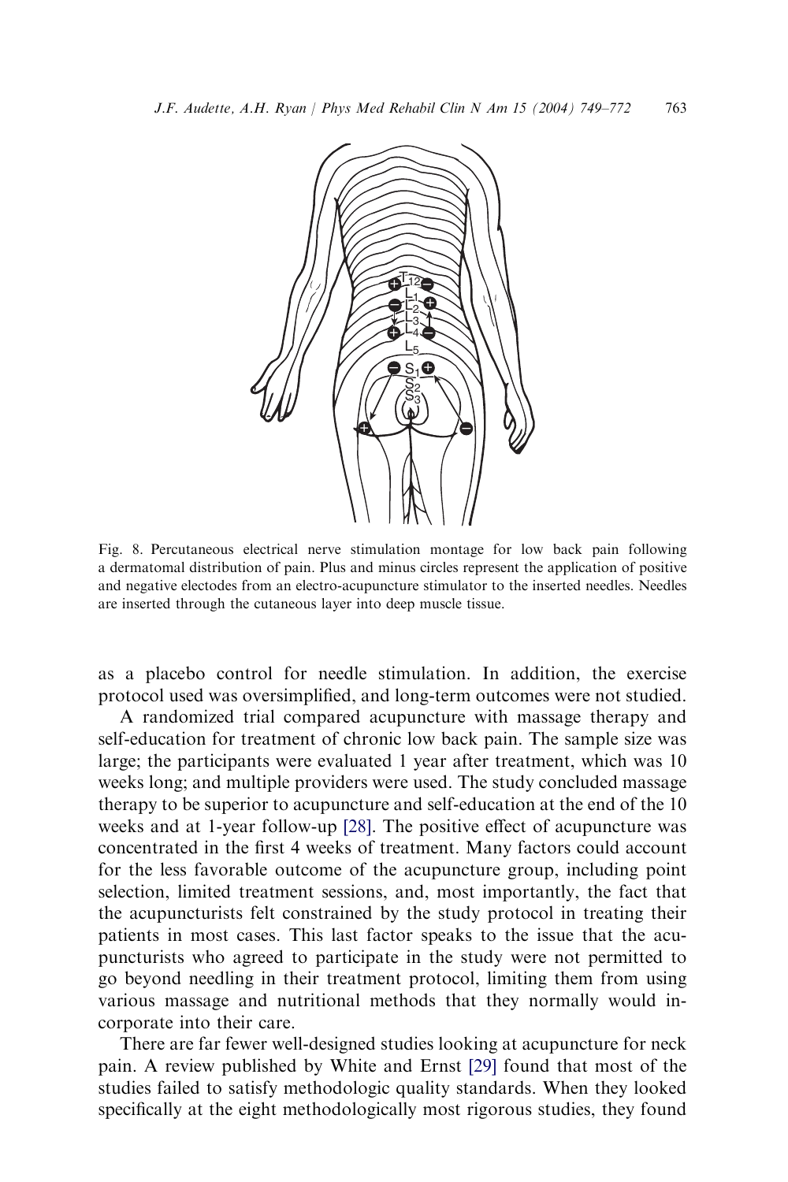Fig. 8. Percutaneous electrical nerve stimulation montage for low back pain following a dermatomal distribution of pain. Plus and minus circles represent the application of positive and negative electodes from an electro-acupuncture stimulator to the inserted needles. Needles are inserted through the cutaneous layer into deep muscle tissue.

as a placebo control for needle stimulation. In addition, the exercise protocol used was oversimplified, and long-term outcomes were not studied.

A randomized trial compared acupuncture with massage therapy and self-education for treatment of chronic low back pain. The sample size was large; the participants were evaluated 1 year after treatment, which was 10 weeks long; and multiple providers were used. The study concluded massage therapy to be superior to acupuncture and self-education at the end of the 10 weeks and at 1-year follow-up [28]. The positive effect of acupuncture was concentrated in the first 4 weeks of treatment. Many factors could account for the less favorable outcome of the acupuncture group, including point selection, limited treatment sessions, and, most importantly, the fact that the acupuncturists felt constrained by the study protocol in treating their patients in most cases. This last factor speaks to the issue that the acupuncturists who agreed to participate in the study were not permitted to go beyond needling in their treatment protocol, limiting them from using various massage and nutritional methods that they normally would incorporate into their care.

There are far fewer well-designed studies looking at acupuncture for neck pain. A review published by White and Ernst [29] found that most of the studies failed to satisfy methodologic quality standards. When they looked specifically at the eight methodologically most rigorous studies, they found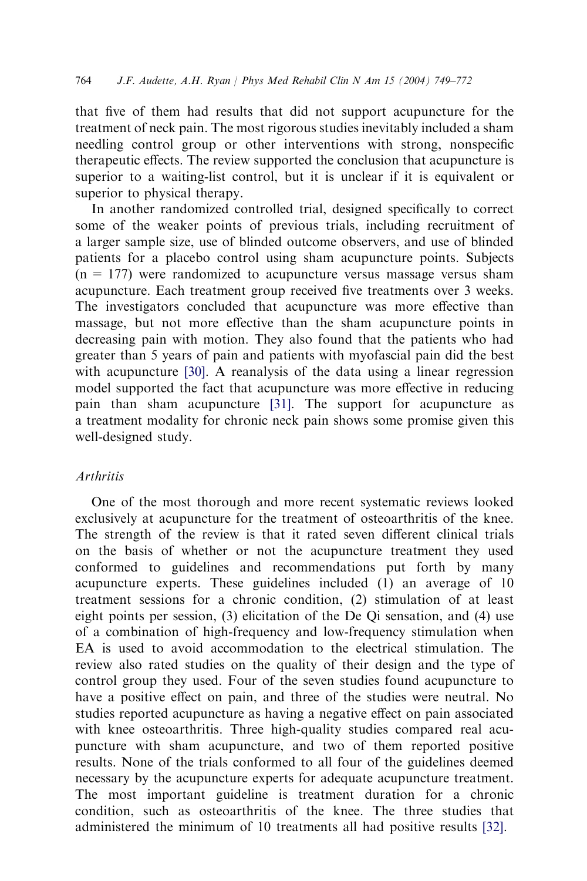that five of them had results that did not support acupuncture for the treatment of neck pain. The most rigorous studies inevitably included a sham needling control group or other interventions with strong, nonspecific therapeutic effects. The review supported the conclusion that acupuncture is superior to a waiting-list control, but it is unclear if it is equivalent or superior to physical therapy.

In another randomized controlled trial, designed specifically to correct some of the weaker points of previous trials, including recruitment of a larger sample size, use of blinded outcome observers, and use of blinded patients for a placebo control using sham acupuncture points. Subjects (n = 177) were randomized to acupuncture versus massage versus sham acupuncture. Each treatment group received five treatments over 3 weeks. The investigators concluded that acupuncture was more effective than massage, but not more effective than the sham acupuncture points in decreasing pain with motion. They also found that the patients who had greater than 5 years of pain and patients with myofascial pain did the best with acupuncture [30]. A reanalysis of the data using a linear regression model supported the fact that acupuncture was more effective in reducing pain than sham acupuncture [31]. The support for acupuncture as a treatment modality for chronic neck pain shows some promise given this well-designed study.

### *Arthritis*

One of the most thorough and more recent systematic reviews looked exclusively at acupuncture for the treatment of osteoarthritis of the knee. The strength of the review is that it rated seven different clinical trials on the basis of whether or not the acupuncture treatment they used conformed to guidelines and recommendations put forth by many acupuncture experts. These guidelines included (1) an average of 10 treatment sessions for a chronic condition, (2) stimulation of at least eight points per session, (3) elicitation of the De Qi sensation, and (4) use of a combination of high-frequency and low-frequency stimulation when EA is used to avoid accommodation to the electrical stimulation. The review also rated studies on the quality of their design and the type of control group they used. Four of the seven studies found acupuncture to have a positive effect on pain, and three of the studies were neutral. No studies reported acupuncture as having a negative effect on pain associated with knee osteoarthritis. Three high-quality studies compared real acupuncture with sham acupuncture, and two of them reported positive results. None of the trials conformed to all four of the guidelines deemed necessary by the acupuncture experts for adequate acupuncture treatment. The most important guideline is treatment duration for a chronic condition, such as osteoarthritis of the knee. The three studies that administered the minimum of 10 treatments all had positive results [32].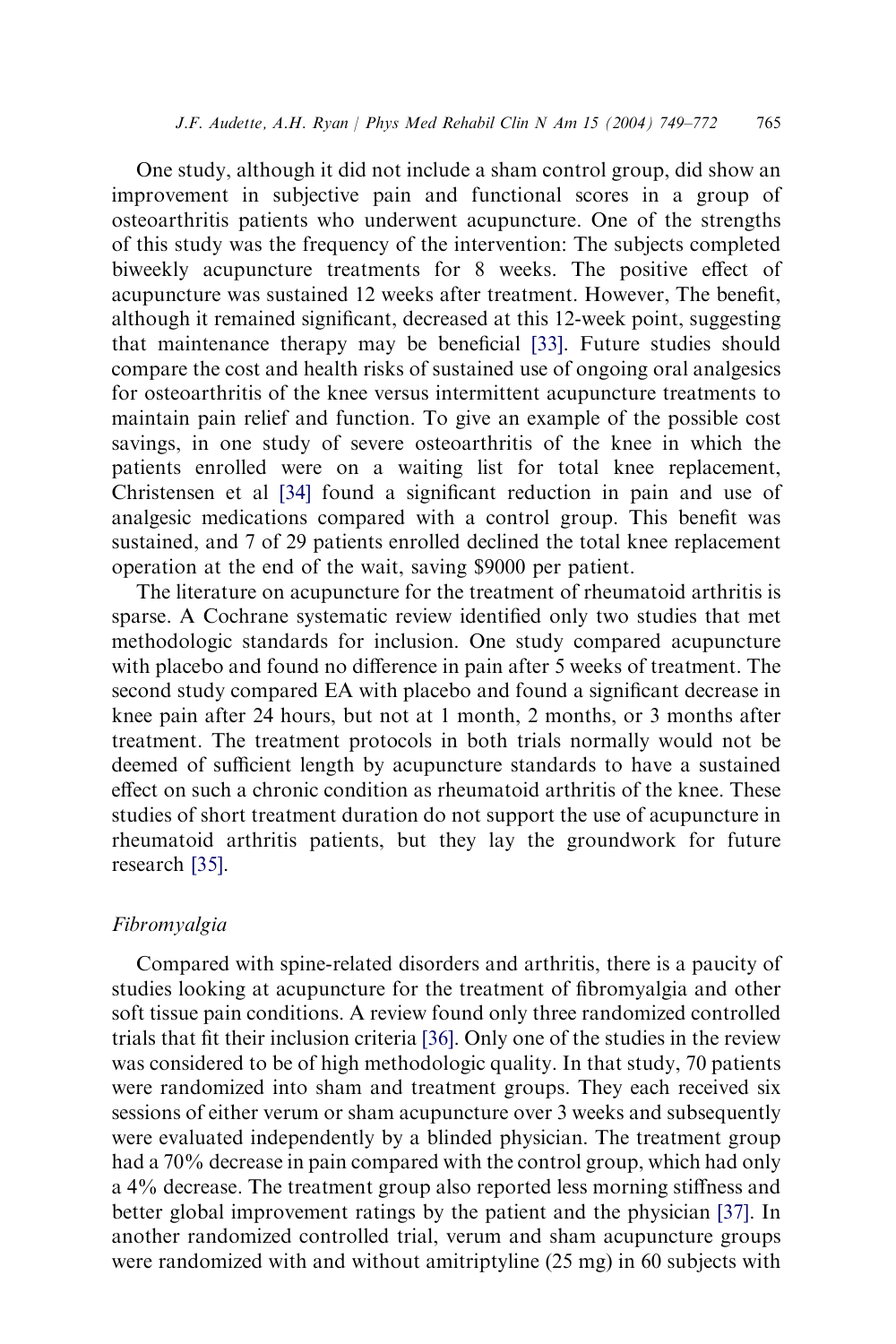One study, although it did not include a sham control group, did show an improvement in subjective pain and functional scores in a group of osteoarthritis patients who underwent acupuncture. One of the strengths of this study was the frequency of the intervention: The subjects completed biweekly acupuncture treatments for 8 weeks. The positive effect of acupuncture was sustained 12 weeks after treatment. However, The benefit, although it remained significant, decreased at this 12-week point, suggesting that maintenance therapy may be beneficial [33]. Future studies should compare the cost and health risks of sustained use of ongoing oral analgesics for osteoarthritis of the knee versus intermittent acupuncture treatments to maintain pain relief and function. To give an example of the possible cost savings, in one study of severe osteoarthritis of the knee in which the patients enrolled were on a waiting list for total knee replacement, Christensen et al [34] found a significant reduction in pain and use of analgesic medications compared with a control group. This benefit was sustained, and 7 of 29 patients enrolled declined the total knee replacement operation at the end of the wait, saving $9000 per patient.

The literature on acupuncture for the treatment of rheumatoid arthritis is sparse. A Cochrane systematic review identified only two studies that met methodologic standards for inclusion. One study compared acupuncture with placebo and found no difference in pain after 5 weeks of treatment. The second study compared EA with placebo and found a significant decrease in knee pain after 24 hours, but not at 1 month, 2 months, or 3 months after treatment. The treatment protocols in both trials normally would not be deemed of sufficient length by acupuncture standards to have a sustained effect on such a chronic condition as rheumatoid arthritis of the knee. These studies of short treatment duration do not support the use of acupuncture in rheumatoid arthritis patients, but they lay the groundwork for future research [35].

### *Fibromyalgia*

Compared with spine-related disorders and arthritis, there is a paucity of studies looking at acupuncture for the treatment of fibromyalgia and other soft tissue pain conditions. A review found only three randomized controlled trials that fit their inclusion criteria [36]. Only one of the studies in the review was considered to be of high methodologic quality. In that study, 70 patients were randomized into sham and treatment groups. They each received six sessions of either verum or sham acupuncture over 3 weeks and subsequently were evaluated independently by a blinded physician. The treatment group had a 70% decrease in pain compared with the control group, which had only a 4% decrease. The treatment group also reported less morning stiffness and better global improvement ratings by the patient and the physician [37]. In another randomized controlled trial, verum and sham acupuncture groups were randomized with and without amitriptyline (25 mg) in 60 subjects with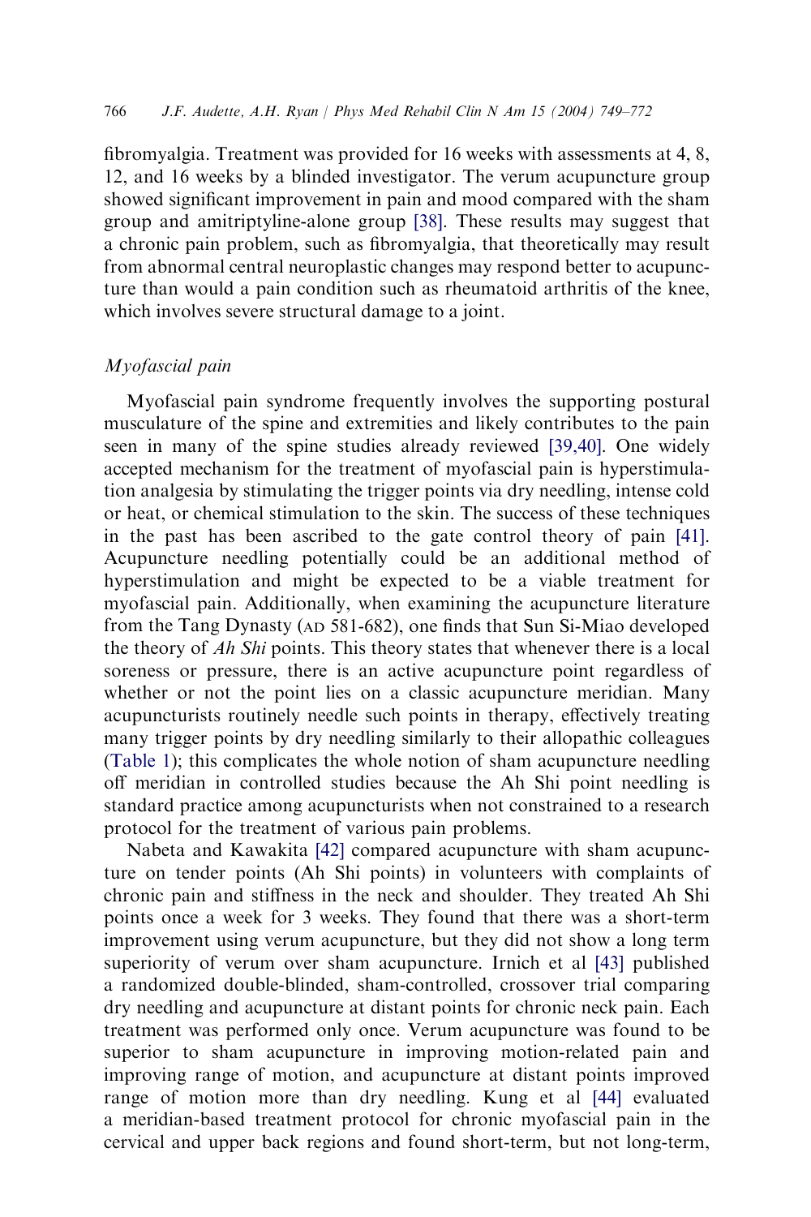fibromyalgia. Treatment was provided for 16 weeks with assessments at 4, 8, 12, and 16 weeks by a blinded investigator. The verum acupuncture group showed significant improvement in pain and mood compared with the sham group and amitriptyline-alone group [38]. These results may suggest that a chronic pain problem, such as fibromyalgia, that theoretically may result from abnormal central neuroplastic changes may respond better to acupuncture than would a pain condition such as rheumatoid arthritis of the knee, which involves severe structural damage to a joint.

### *Myofascial pain*

Myofascial pain syndrome frequently involves the supporting postural musculature of the spine and extremities and likely contributes to the pain seen in many of the spine studies already reviewed [39,40]. One widely accepted mechanism for the treatment of myofascial pain is hyperstimulation analgesia by stimulating the trigger points via dry needling, intense cold or heat, or chemical stimulation to the skin. The success of these techniques in the past has been ascribed to the gate control theory of pain [41]. Acupuncture needling potentially could be an additional method of hyperstimulation and might be expected to be a viable treatment for myofascial pain. Additionally, when examining the acupuncture literature from the Tang Dynasty (AD 581-682), one finds that Sun Si-Miao developed the theory of *Ah Shi* points. This theory states that whenever there is a local soreness or pressure, there is an active acupuncture point regardless of whether or not the point lies on a classic acupuncture meridian. Many acupuncturists routinely needle such points in therapy, effectively treating many trigger points by dry needling similarly to their allopathic colleagues (Table 1); this complicates the whole notion of sham acupuncture needling off meridian in controlled studies because the Ah Shi point needling is standard practice among acupuncturists when not constrained to a research protocol for the treatment of various pain problems.

Nabeta and Kawakita [42] compared acupuncture with sham acupuncture on tender points (Ah Shi points) in volunteers with complaints of chronic pain and stiffness in the neck and shoulder. They treated Ah Shi points once a week for 3 weeks. They found that there was a short-term improvement using verum acupuncture, but they did not show a long term superiority of verum over sham acupuncture. Irnich et al [43] published a randomized double-blinded, sham-controlled, crossover trial comparing dry needling and acupuncture at distant points for chronic neck pain. Each treatment was performed only once. Verum acupuncture was found to be superior to sham acupuncture in improving motion-related pain and improving range of motion, and acupuncture at distant points improved range of motion more than dry needling. Kung et al [44] evaluated a meridian-based treatment protocol for chronic myofascial pain in the cervical and upper back regions and found short-term, but not long-term,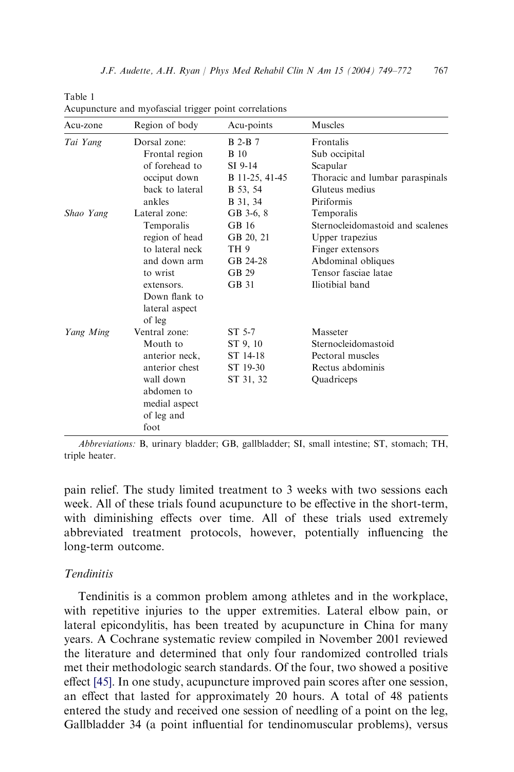Table 1
Acupuncture and myofascial trigger point correlations

| Acu-zone | Region of body | Acu-points | Muscles |
|---|---|---|---|
| *Tai Yang* | Dorsal zone: Frontal region of forehead to occiput down back to lateral ankles | B 2-B 7 | Frontalis |
| | | B 10 | Sub occipital |
| | | SI 9-14 | Scapular |
| | | B 11-25, 41-45 | Thoracic and lumbar paraspinals |
| | | B 53, 54 | Gluteus medius |
| | | B 31, 34 | Piriformis |
| *Shao Yang* | Lateral zone: Temporalis region of head to lateral neck and down arm to wrist extensors. Down flank to lateral aspect of leg | GB 3-6, 8 | Temporalis |
| | | GB 16 | Sternocleidomastoid and scalenes |
| | | GB 20, 21 | Upper trapezius |
| | | TH 9 | Finger extensors |
| | | GB 24-28 | Abdominal obliques |
| | | GB 29 | Tensor fasciae latae |
| | | GB 31 | Iliotibial band |
| *Yang Ming* | Ventral zone: Mouth to anterior neck, anterior chest wall down abdomen to medial aspect of leg and foot | ST 5-7 | Masseter |
| | | ST 9, 10 | Sternocleidomastoid |
| | | ST 14-18 | Pectoral muscles |
| | | ST 19-30 | Rectus abdominis |
| | | ST 31, 32 | Quadriceps |

*Abbreviations:* B, urinary bladder; GB, gallbladder; SI, small intestine; ST, stomach; TH, triple heater.

pain relief. The study limited treatment to 3 weeks with two sessions each week. All of these trials found acupuncture to be effective in the short-term, with diminishing effects over time. All of these trials used extremely abbreviated treatment protocols, however, potentially influencing the long-term outcome.

### *Tendinitis*

Tendinitis is a common problem among athletes and in the workplace, with repetitive injuries to the upper extremities. Lateral elbow pain, or lateral epicondylitis, has been treated by acupuncture in China for many years. A Cochrane systematic review compiled in November 2001 reviewed the literature and determined that only four randomized controlled trials met their methodologic search standards. Of the four, two showed a positive effect [45]. In one study, acupuncture improved pain scores after one session, an effect that lasted for approximately 20 hours. A total of 48 patients entered the study and received one session of needling of a point on the leg, Gallbladder 34 (a point influential for tendinomuscular problems), versus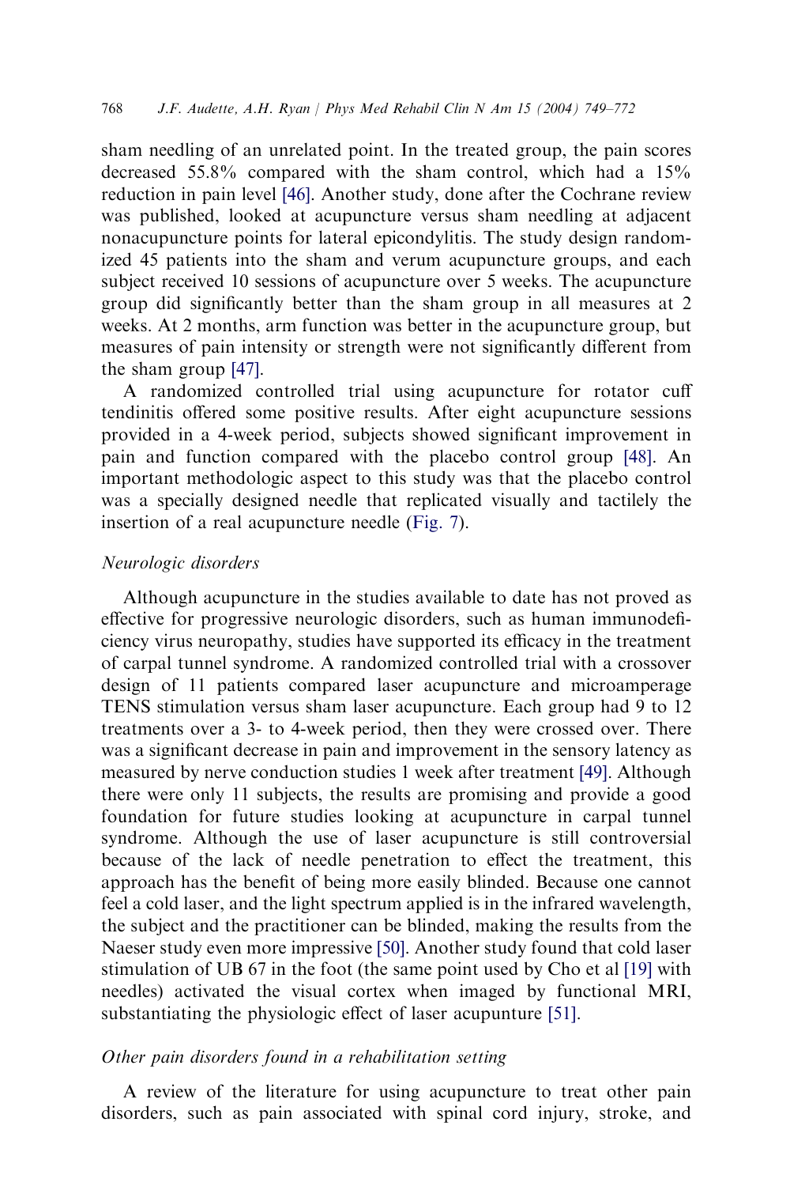sham needling of an unrelated point. In the treated group, the pain scores decreased 55.8% compared with the sham control, which had a 15% reduction in pain level [46]. Another study, done after the Cochrane review was published, looked at acupuncture versus sham needling at adjacent nonacupuncture points for lateral epicondylitis. The study design randomized 45 patients into the sham and verum acupuncture groups, and each subject received 10 sessions of acupuncture over 5 weeks. The acupuncture group did significantly better than the sham group in all measures at 2 weeks. At 2 months, arm function was better in the acupuncture group, but measures of pain intensity or strength were not significantly different from the sham group [47].

A randomized controlled trial using acupuncture for rotator cuff tendinitis offered some positive results. After eight acupuncture sessions provided in a 4-week period, subjects showed significant improvement in pain and function compared with the placebo control group [48]. An important methodologic aspect to this study was that the placebo control was a specially designed needle that replicated visually and tactilely the insertion of a real acupuncture needle (Fig. 7).

### *Neurologic disorders*

Although acupuncture in the studies available to date has not proved as effective for progressive neurologic disorders, such as human immunodeficiency virus neuropathy, studies have supported its efficacy in the treatment of carpal tunnel syndrome. A randomized controlled trial with a crossover design of 11 patients compared laser acupuncture and microamperage TENS stimulation versus sham laser acupuncture. Each group had 9 to 12 treatments over a 3- to 4-week period, then they were crossed over. There was a significant decrease in pain and improvement in the sensory latency as measured by nerve conduction studies 1 week after treatment [49]. Although there were only 11 subjects, the results are promising and provide a good foundation for future studies looking at acupuncture in carpal tunnel syndrome. Although the use of laser acupuncture is still controversial because of the lack of needle penetration to effect the treatment, this approach has the benefit of being more easily blinded. Because one cannot feel a cold laser, and the light spectrum applied is in the infrared wavelength, the subject and the practitioner can be blinded, making the results from the Naeser study even more impressive [50]. Another study found that cold laser stimulation of UB 67 in the foot (the same point used by Cho et al [19] with needles) activated the visual cortex when imaged by functional MRI, substantiating the physiologic effect of laser acupunture [51].

### *Other pain disorders found in a rehabilitation setting*

A review of the literature for using acupuncture to treat other pain disorders, such as pain associated with spinal cord injury, stroke, and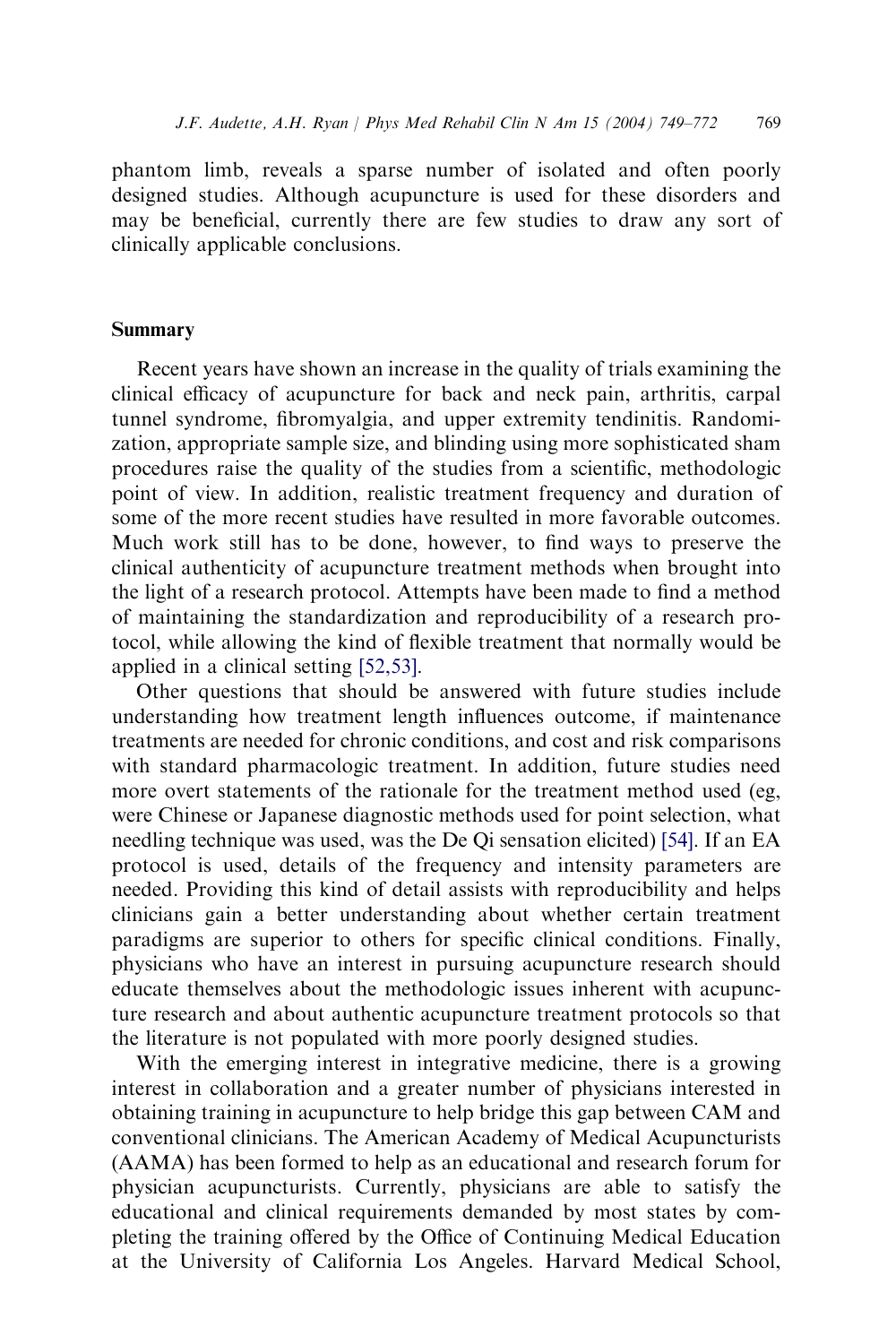phantom limb, reveals a sparse number of isolated and often poorly designed studies. Although acupuncture is used for these disorders and may be beneficial, currently there are few studies to draw any sort of clinically applicable conclusions.

## Summary

Recent years have shown an increase in the quality of trials examining the clinical efficacy of acupuncture for back and neck pain, arthritis, carpal tunnel syndrome, fibromyalgia, and upper extremity tendinitis. Randomization, appropriate sample size, and blinding using more sophisticated sham procedures raise the quality of the studies from a scientific, methodologic point of view. In addition, realistic treatment frequency and duration of some of the more recent studies have resulted in more favorable outcomes. Much work still has to be done, however, to find ways to preserve the clinical authenticity of acupuncture treatment methods when brought into the light of a research protocol. Attempts have been made to find a method of maintaining the standardization and reproducibility of a research protocol, while allowing the kind of flexible treatment that normally would be applied in a clinical setting [52,53].

Other questions that should be answered with future studies include understanding how treatment length influences outcome, if maintenance treatments are needed for chronic conditions, and cost and risk comparisons with standard pharmacologic treatment. In addition, future studies need more overt statements of the rationale for the treatment method used (eg, were Chinese or Japanese diagnostic methods used for point selection, what needling technique was used, was the De Qi sensation elicited) [54]. If an EA protocol is used, details of the frequency and intensity parameters are needed. Providing this kind of detail assists with reproducibility and helps clinicians gain a better understanding about whether certain treatment paradigms are superior to others for specific clinical conditions. Finally, physicians who have an interest in pursuing acupuncture research should educate themselves about the methodologic issues inherent with acupuncture research and about authentic acupuncture treatment protocols so that the literature is not populated with more poorly designed studies.

With the emerging interest in integrative medicine, there is a growing interest in collaboration and a greater number of physicians interested in obtaining training in acupuncture to help bridge this gap between CAM and conventional clinicians. The American Academy of Medical Acupuncturists (AAMA) has been formed to help as an educational and research forum for physician acupuncturists. Currently, physicians are able to satisfy the educational and clinical requirements demanded by most states by completing the training offered by the Office of Continuing Medical Education at the University of California Los Angeles. Harvard Medical School,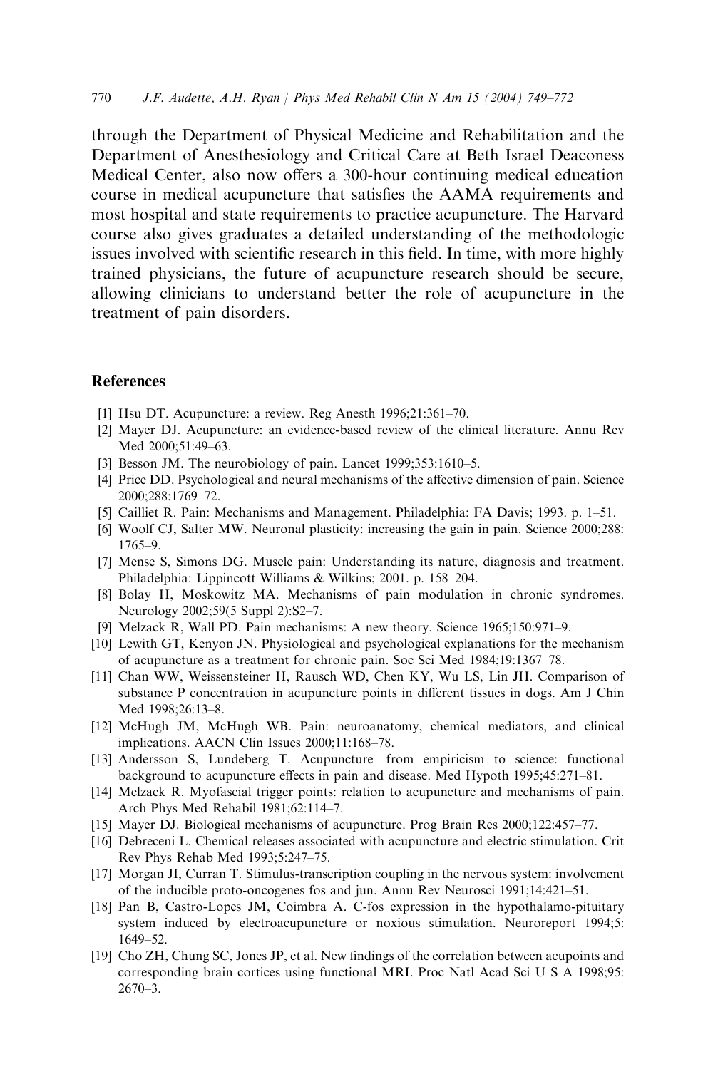through the Department of Physical Medicine and Rehabilitation and the Department of Anesthesiology and Critical Care at Beth Israel Deaconess Medical Center, also now offers a 300-hour continuing medical education course in medical acupuncture that satisfies the AAMA requirements and most hospital and state requirements to practice acupuncture. The Harvard course also gives graduates a detailed understanding of the methodologic issues involved with scientific research in this field. In time, with more highly trained physicians, the future of acupuncture research should be secure, allowing clinicians to understand better the role of acupuncture in the treatment of pain disorders.

## References

[1] Hsu DT. Acupuncture: a review. Reg Anesth 1996;21:361–70.

[2] Mayer DJ. Acupuncture: an evidence-based review of the clinical literature. Annu Rev Med 2000;51:49–63.

[3] Besson JM. The neurobiology of pain. Lancet 1999;353:1610–5.

[4] Price DD. Psychological and neural mechanisms of the affective dimension of pain. Science 2000;288:1769–72.

[5] Cailliet R. Pain: Mechanisms and Management. Philadelphia: FA Davis; 1993. p. 1–51.

[6] Woolf CJ, Salter MW. Neuronal plasticity: increasing the gain in pain. Science 2000;288: 1765–9.

[7] Mense S, Simons DG. Muscle pain: Understanding its nature, diagnosis and treatment. Philadelphia: Lippincott Williams & Wilkins; 2001. p. 158–204.

[8] Bolay H, Moskowitz MA. Mechanisms of pain modulation in chronic syndromes. Neurology 2002;59(5 Suppl 2):S2–7.

[9] Melzack R, Wall PD. Pain mechanisms: A new theory. Science 1965;150:971–9.

[10] Lewith GT, Kenyon JN. Physiological and psychological explanations for the mechanism of acupuncture as a treatment for chronic pain. Soc Sci Med 1984;19:1367–78.

[11] Chan WW, Weissensteiner H, Rausch WD, Chen KY, Wu LS, Lin JH. Comparison of substance P concentration in acupuncture points in different tissues in dogs. Am J Chin Med 1998;26:13–8.

[12] McHugh JM, McHugh WB. Pain: neuroanatomy, chemical mediators, and clinical implications. AACN Clin Issues 2000;11:168–78.

[13] Andersson S, Lundeberg T. Acupuncture—from empiricism to science: functional background to acupuncture effects in pain and disease. Med Hypoth 1995;45:271–81.

[14] Melzack R. Myofascial trigger points: relation to acupuncture and mechanisms of pain. Arch Phys Med Rehabil 1981;62:114–7.

[15] Mayer DJ. Biological mechanisms of acupuncture. Prog Brain Res 2000;122:457–77.

[16] Debreceni L. Chemical releases associated with acupuncture and electric stimulation. Crit Rev Phys Rehab Med 1993;5:247–75.

[17] Morgan JI, Curran T. Stimulus-transcription coupling in the nervous system: involvement of the inducible proto-oncogenes fos and jun. Annu Rev Neurosci 1991;14:421–51.

[18] Pan B, Castro-Lopes JM, Coimbra A. C-fos expression in the hypothalamo-pituitary system induced by electroacupuncture or noxious stimulation. Neuroreport 1994;5: 1649–52.

[19] Cho ZH, Chung SC, Jones JP, et al. New findings of the correlation between acupoints and corresponding brain cortices using functional MRI. Proc Natl Acad Sci U S A 1998;95: 2670–3.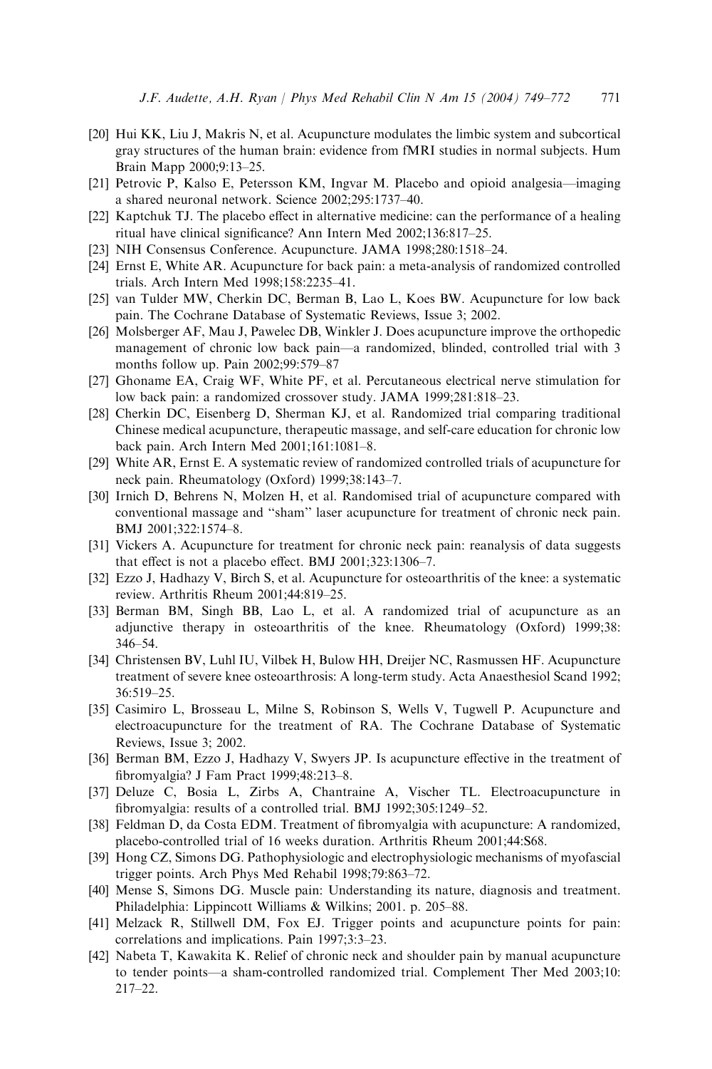[20] Hui KK, Liu J, Makris N, et al. Acupuncture modulates the limbic system and subcortical gray structures of the human brain: evidence from fMRI studies in normal subjects. Hum Brain Mapp 2000;9:13–25.

[21] Petrovic P, Kalso E, Petersson KM, Ingvar M. Placebo and opioid analgesia—imaging a shared neuronal network. Science 2002;295:1737–40.

[22] Kaptchuk TJ. The placebo effect in alternative medicine: can the performance of a healing ritual have clinical significance? Ann Intern Med 2002;136:817–25.

[23] NIH Consensus Conference. Acupuncture. JAMA 1998;280:1518–24.

[24] Ernst E, White AR. Acupuncture for back pain: a meta-analysis of randomized controlled trials. Arch Intern Med 1998;158:2235–41.

[25] van Tulder MW, Cherkin DC, Berman B, Lao L, Koes BW. Acupuncture for low back pain. The Cochrane Database of Systematic Reviews, Issue 3; 2002.

[26] Molsberger AF, Mau J, Pawelec DB, Winkler J. Does acupuncture improve the orthopedic management of chronic low back pain—a randomized, blinded, controlled trial with 3 months follow up. Pain 2002;99:579–87

[27] Ghoname EA, Craig WF, White PF, et al. Percutaneous electrical nerve stimulation for low back pain: a randomized crossover study. JAMA 1999;281:818–23.

[28] Cherkin DC, Eisenberg D, Sherman KJ, et al. Randomized trial comparing traditional Chinese medical acupuncture, therapeutic massage, and self-care education for chronic low back pain. Arch Intern Med 2001;161:1081–8.

[29] White AR, Ernst E. A systematic review of randomized controlled trials of acupuncture for neck pain. Rheumatology (Oxford) 1999;38:143–7.

[30] Irnich D, Behrens N, Molzen H, et al. Randomised trial of acupuncture compared with conventional massage and ''sham'' laser acupuncture for treatment of chronic neck pain. BMJ 2001;322:1574–8.

[31] Vickers A. Acupuncture for treatment for chronic neck pain: reanalysis of data suggests that effect is not a placebo effect. BMJ 2001;323:1306–7.

[32] Ezzo J, Hadhazy V, Birch S, et al. Acupuncture for osteoarthritis of the knee: a systematic review. Arthritis Rheum 2001;44:819–25.

[33] Berman BM, Singh BB, Lao L, et al. A randomized trial of acupuncture as an adjunctive therapy in osteoarthritis of the knee. Rheumatology (Oxford) 1999;38: 346–54.

[34] Christensen BV, Luhl IU, Vilbek H, Bulow HH, Dreijer NC, Rasmussen HF. Acupuncture treatment of severe knee osteoarthrosis: A long-term study. Acta Anaesthesiol Scand 1992; 36:519–25.

[35] Casimiro L, Brosseau L, Milne S, Robinson S, Wells V, Tugwell P. Acupuncture and electroacupuncture for the treatment of RA. The Cochrane Database of Systematic Reviews, Issue 3; 2002.

[36] Berman BM, Ezzo J, Hadhazy V, Swyers JP. Is acupuncture effective in the treatment of fibromyalgia? J Fam Pract 1999;48:213–8.

[37] Deluze C, Bosia L, Zirbs A, Chantraine A, Vischer TL. Electroacupuncture in fibromyalgia: results of a controlled trial. BMJ 1992;305:1249–52.

[38] Feldman D, da Costa EDM. Treatment of fibromyalgia with acupuncture: A randomized, placebo-controlled trial of 16 weeks duration. Arthritis Rheum 2001;44:S68.

[39] Hong CZ, Simons DG. Pathophysiologic and electrophysiologic mechanisms of myofascial trigger points. Arch Phys Med Rehabil 1998;79:863–72.

[40] Mense S, Simons DG. Muscle pain: Understanding its nature, diagnosis and treatment. Philadelphia: Lippincott Williams & Wilkins; 2001. p. 205–88.

[41] Melzack R, Stillwell DM, Fox EJ. Trigger points and acupuncture points for pain: correlations and implications. Pain 1997;3:3–23.

[42] Nabeta T, Kawakita K. Relief of chronic neck and shoulder pain by manual acupuncture to tender points—a sham-controlled randomized trial. Complement Ther Med 2003;10: 217–22.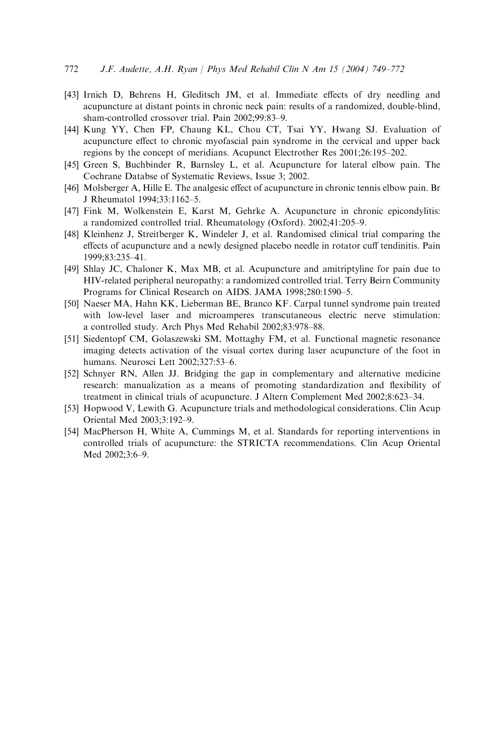[43] Irnich D, Behrens H, Gleditsch JM, et al. Immediate effects of dry needling and acupuncture at distant points in chronic neck pain: results of a randomized, double-blind, sham-controlled crossover trial. Pain 2002;99:83–9.

[44] Kung YY, Chen FP, Chaung KL, Chou CT, Tsai YY, Hwang SJ. Evaluation of acupuncture effect to chronic myofascial pain syndrome in the cervical and upper back regions by the concept of meridians. Acupunct Electrother Res 2001;26:195–202.

[45] Green S, Buchbinder R, Barnsley L, et al. Acupuncture for lateral elbow pain. The Cochrane Databse of Systematic Reviews, Issue 3; 2002.

[46] Molsberger A, Hille E. The analgesic effect of acupuncture in chronic tennis elbow pain. Br J Rheumatol 1994;33:1162–5.

[47] Fink M, Wolkenstein E, Karst M, Gehrke A. Acupuncture in chronic epicondylitis: a randomized controlled trial. Rheumatology (Oxford). 2002;41:205–9.

[48] Kleinhenz J, Streitberger K, Windeler J, et al. Randomised clinical trial comparing the effects of acupuncture and a newly designed placebo needle in rotator cuff tendinitis. Pain 1999;83:235–41.

[49] Shlay JC, Chaloner K, Max MB, et al. Acupuncture and amitriptyline for pain due to HIV-related peripheral neuropathy: a randomized controlled trial. Terry Beirn Community Programs for Clinical Research on AIDS. JAMA 1998;280:1590–5.

[50] Naeser MA, Hahn KK, Lieberman BE, Branco KF. Carpal tunnel syndrome pain treated with low-level laser and microamperes transcutaneous electric nerve stimulation: a controlled study. Arch Phys Med Rehabil 2002;83:978–88.

[51] Siedentopf CM, Golaszewski SM, Mottaghy FM, et al. Functional magnetic resonance imaging detects activation of the visual cortex during laser acupuncture of the foot in humans. Neurosci Lett 2002;327:53–6.

[52] Schnyer RN, Allen JJ. Bridging the gap in complementary and alternative medicine research: manualization as a means of promoting standardization and flexibility of treatment in clinical trials of acupuncture. J Altern Complement Med 2002;8:623–34.

[53] Hopwood V, Lewith G. Acupuncture trials and methodological considerations. Clin Acup Oriental Med 2003;3:192–9.

[54] MacPherson H, White A, Cummings M, et al. Standards for reporting interventions in controlled trials of acupuncture: the STRICTA recommendations. Clin Acup Oriental Med 2002;3:6–9.